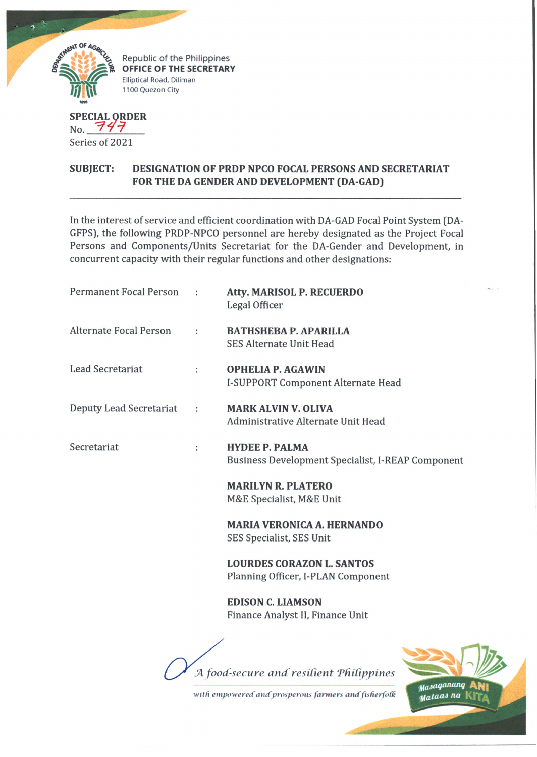Republic of the Philippines
**OFFICE OF THE SECRETARY**
Elliptical Road, Diliman
1100 Quezon City

**SPECIAL ORDER**
No. 747
Series of 2021

**SUBJECT: DESIGNATION OF PRDP NPCO FOCAL PERSONS AND SECRETARIAT FOR THE DA GENDER AND DEVELOPMENT (DA-GAD)**

---

In the interest of service and efficient coordination with DA-GAD Focal Point System (DA-GFPS), the following PRDP-NPCO personnel are hereby designated as the Project Focal Persons and Components/Units Secretariat for the DA-Gender and Development, in concurrent capacity with their regular functions and other designations:

| | | |
|---|---|---|
| Permanent Focal Person | : | **Atty. MARISOL P. RECUERDO**<br>Legal Officer |
| Alternate Focal Person | : | **BATHSHEBA P. APARILLA**<br>SES Alternate Unit Head |
| Lead Secretariat | : | **OPHELIA P. AGAWIN**<br>I-SUPPORT Component Alternate Head |
| Deputy Lead Secretariat | : | **MARK ALVIN V. OLIVA**<br>Administrative Alternate Unit Head |
| Secretariat | : | **HYDEE P. PALMA**<br>Business Development Specialist, I-REAP Component |
| | | **MARILYN R. PLATERO**<br>M&E Specialist, M&E Unit |
| | | **MARIA VERONICA A. HERNANDO**<br>SES Specialist, SES Unit |
| | | **LOURDES CORAZON L. SANTOS**<br>Planning Officer, I-PLAN Component |
| | | **EDISON C. LIAMSON**<br>Finance Analyst II, Finance Unit |

*A food-secure and resilient Philippines with empowered and prosperous farmers and fisherfolk*

Masaganang ANI Mataas na KITA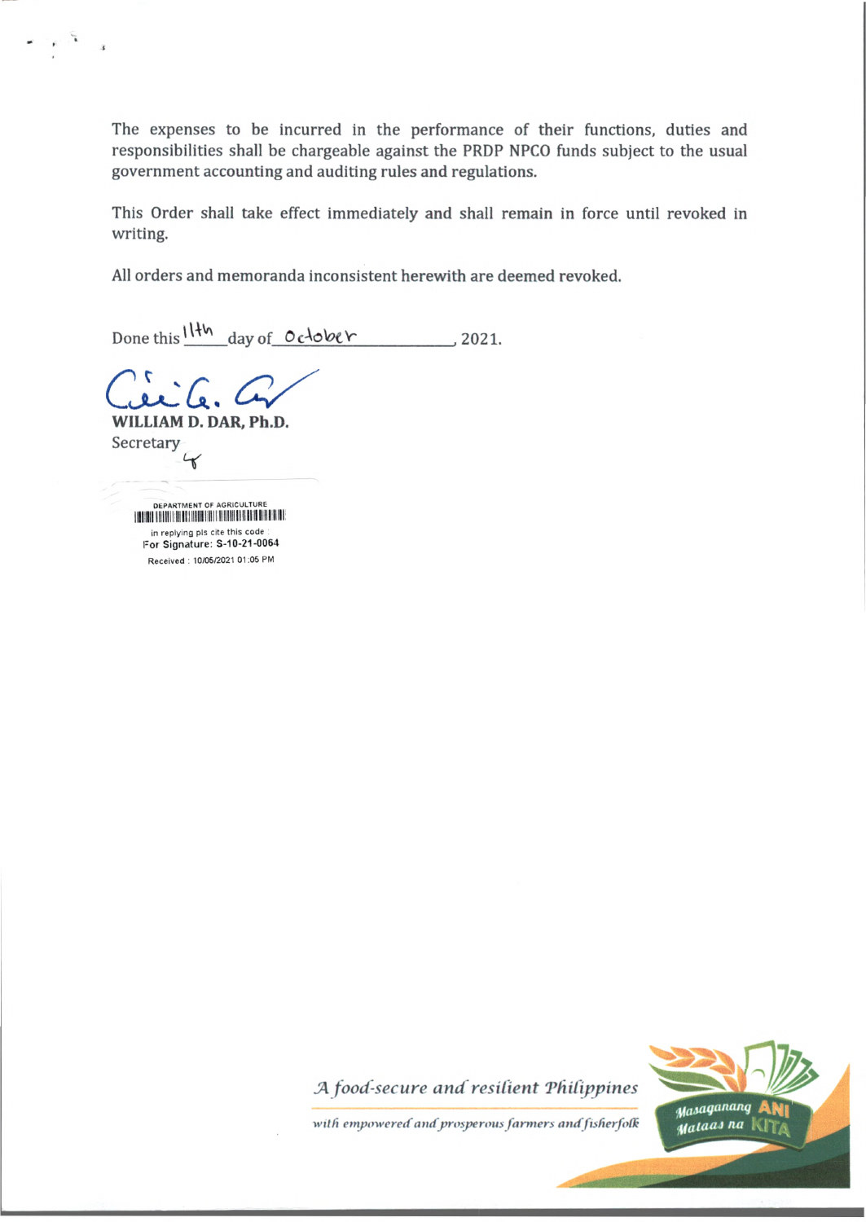The expenses to be incurred in the performance of their functions, duties and responsibilities shall be chargeable against the PRDP NPCO funds subject to the usual government accounting and auditing rules and regulations.

This Order shall take effect immediately and shall remain in force until revoked in writing.

All orders and memoranda inconsistent herewith are deemed revoked.

Done this 11th day of October, 2021.

**WILLIAM D. DAR, Ph.D.**
Secretary

DEPARTMENT OF AGRICULTURE
in replying pls cite this code :
For Signature: S-10-21-0064
Received : 10/05/2021 01:05 PM

*A food-secure and resilient Philippines*
*with empowered and prosperous farmers and fisherfolk*

Masaganang ANI Mataas na KITA